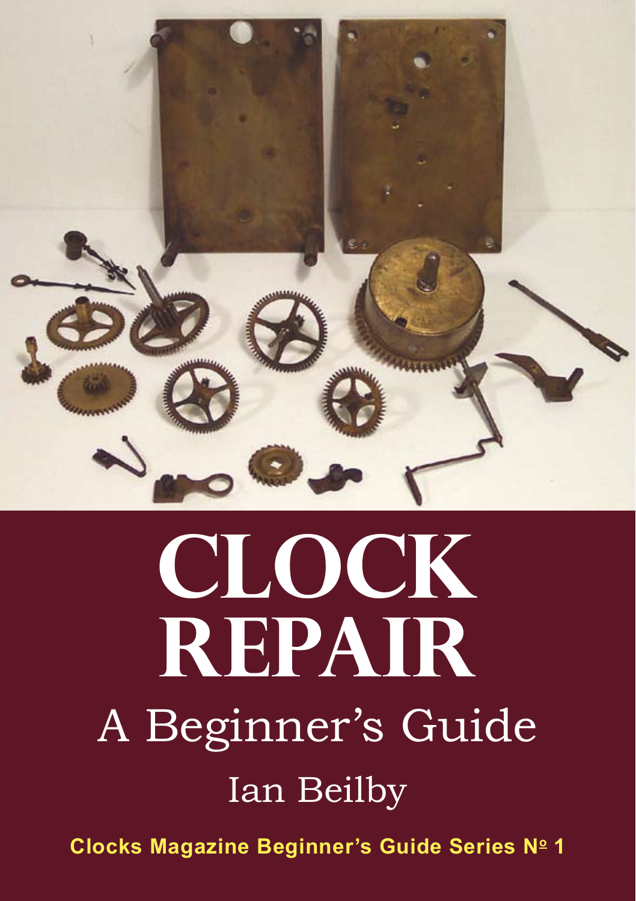# CLOCK REPAIR

## A Beginner's Guide

Ian Beilby

**Clocks Magazine Beginner's Guide Series № 1**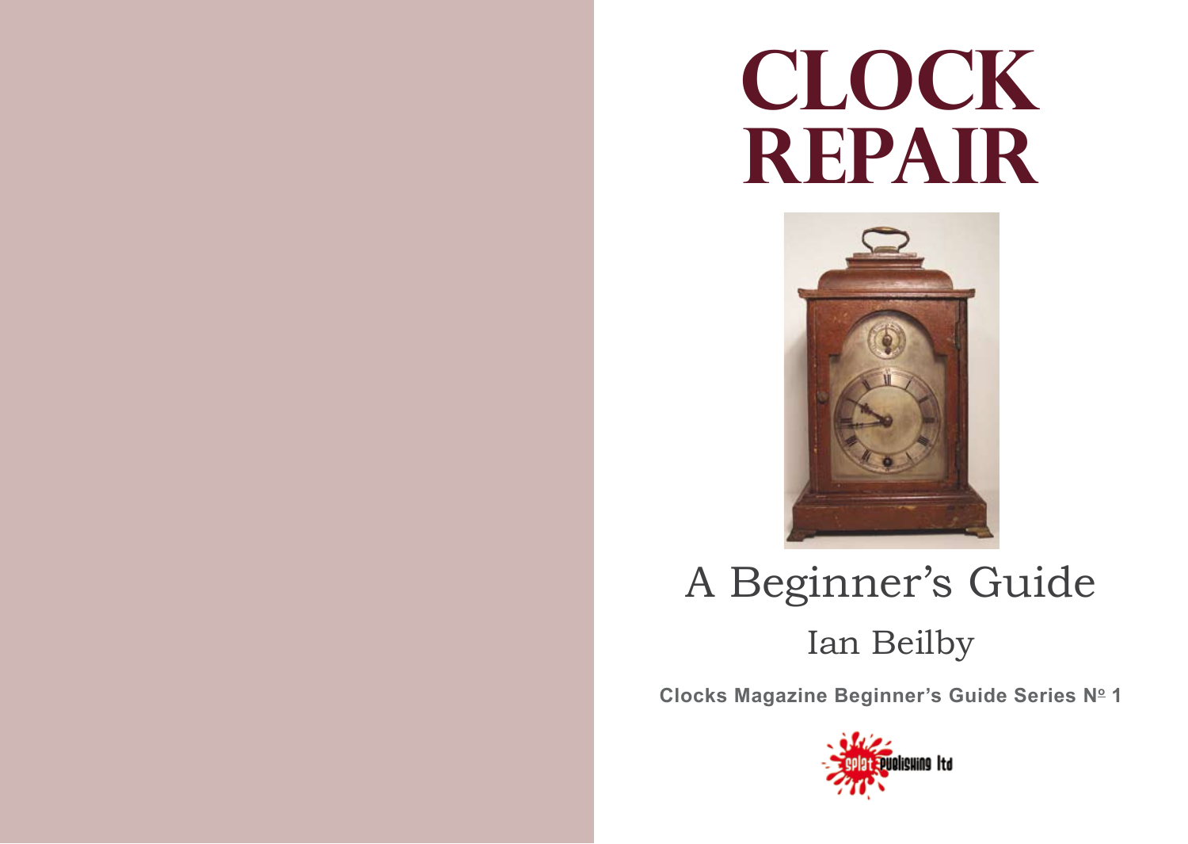# CLOCK REPAIR

A Beginner's Guide

Ian Beilby

**Clocks Magazine Beginner's Guide Series No 1**

splat publishing ltd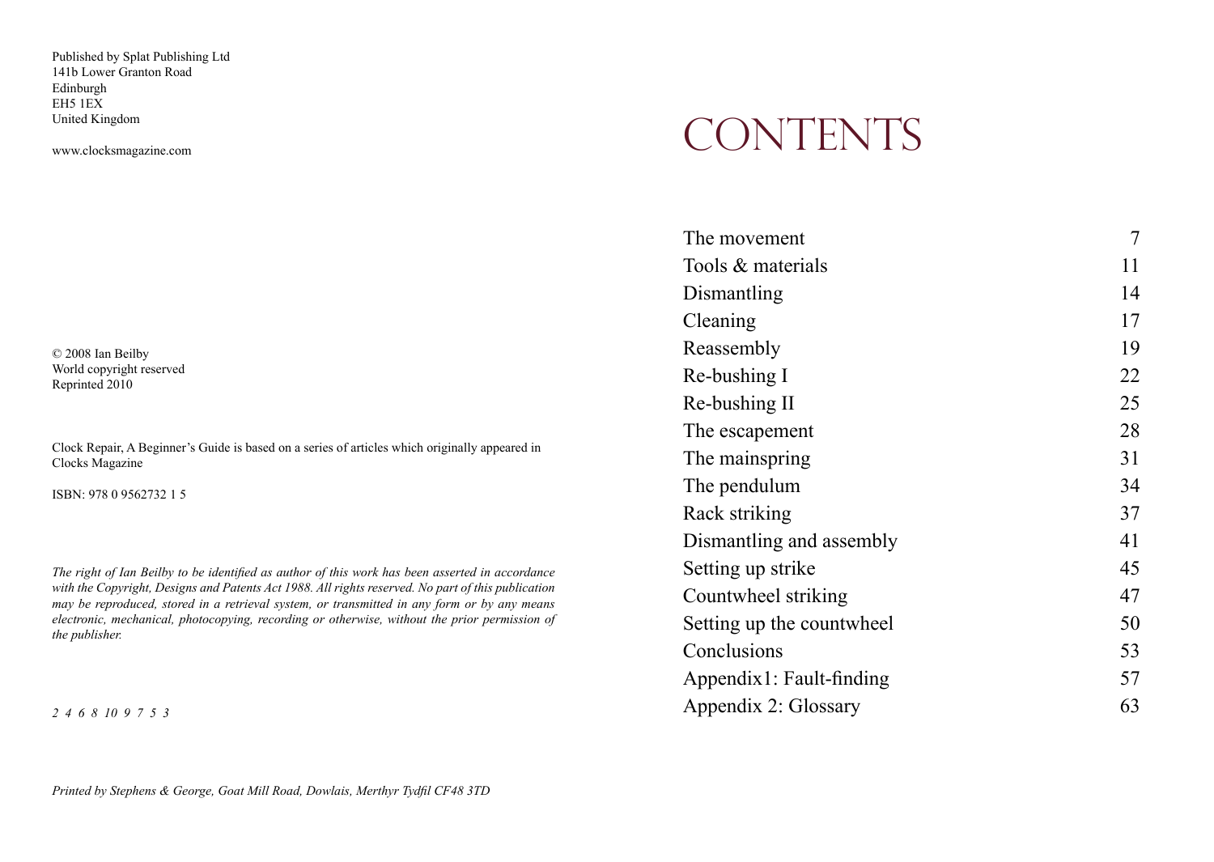Published by Splat Publishing Ltd
141b Lower Granton Road
Edinburgh
EH5 1EX
United Kingdom

www.clocksmagazine.com

© 2008 Ian Beilby
World copyright reserved
Reprinted 2010

Clock Repair, A Beginner's Guide is based on a series of articles which originally appeared in Clocks Magazine

ISBN: 978 0 9562732 1 5

*The right of Ian Beilby to be identified as author of this work has been asserted in accordance with the Copyright, Designs and Patents Act 1988. All rights reserved. No part of this publication may be reproduced, stored in a retrieval system, or transmitted in any form or by any means electronic, mechanical, photocopying, recording or otherwise, without the prior permission of the publisher.*

*2 4 6 8 10 9 7 5 3*

*Printed by Stephens & George, Goat Mill Road, Dowlais, Merthyr Tydfil CF48 3TD*

# CONTENTS

| | |
|---|---|
| The movement | 7 |
| Tools & materials | 11 |
| Dismantling | 14 |
| Cleaning | 17 |
| Reassembly | 19 |
| Re-bushing I | 22 |
| Re-bushing II | 25 |
| The escapement | 28 |
| The mainspring | 31 |
| The pendulum | 34 |
| Rack striking | 37 |
| Dismantling and assembly | 41 |
| Setting up strike | 45 |
| Countwheel striking | 47 |
| Setting up the countwheel | 50 |
| Conclusions | 53 |
| Appendix1: Fault-finding | 57 |
| Appendix 2: Glossary | 63 |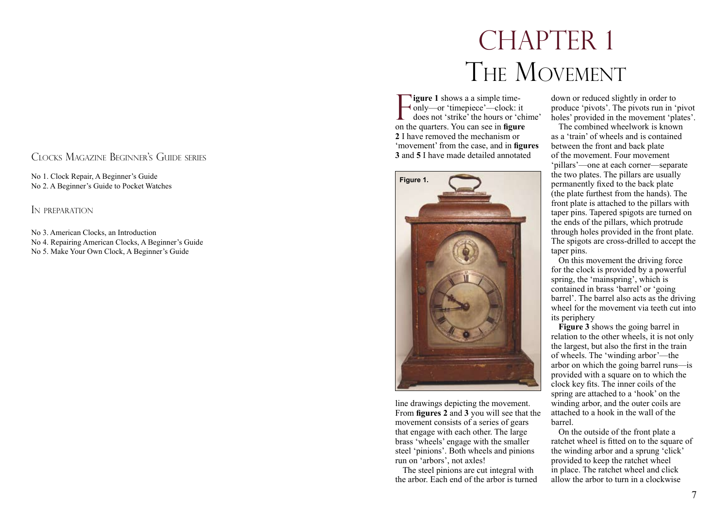## Clocks Magazine Beginner's Guide series

No 1. Clock Repair, A Beginner's Guide
No 2. A Beginner's Guide to Pocket Watches

## In preparation

No 3. American Clocks, an Introduction
No 4. Repairing American Clocks, A Beginner's Guide
No 5. Make Your Own Clock, A Beginner's Guide

# Chapter 1
# The Movement

**Figure 1** shows a a simple time-only—or 'timepiece'—clock: it does not 'strike' the hours or 'chime' on the quarters. You can see in **figure 2** I have removed the mechanism or 'movement' from the case, and in **figures 3** and **5** I have made detailed annotated line drawings depicting the movement. From **figures 2** and **3** you will see that the movement consists of a series of gears that engage with each other. The large brass 'wheels' engage with the smaller steel 'pinions'. Both wheels and pinions run on 'arbors', not axles!

Figure 1.

The steel pinions are cut integral with the arbor. Each end of the arbor is turned down or reduced slightly in order to produce 'pivots'. The pivots run in 'pivot holes' provided in the movement 'plates'.

The combined wheelwork is known as a 'train' of wheels and is contained between the front and back plate of the movement. Four movement 'pillars'—one at each corner—separate the two plates. The pillars are usually permanently fixed to the back plate (the plate furthest from the hands). The front plate is attached to the pillars with taper pins. Tapered spigots are turned on the ends of the pillars, which protrude through holes provided in the front plate. The spigots are cross-drilled to accept the taper pins.

On this movement the driving force for the clock is provided by a powerful spring, the 'mainspring', which is contained in brass 'barrel' or 'going barrel'. The barrel also acts as the driving wheel for the movement via teeth cut into its periphery

**Figure 3** shows the going barrel in relation to the other wheels, it is not only the largest, but also the first in the train of wheels. The 'winding arbor'—the arbor on which the going barrel runs—is provided with a square on to which the clock key fits. The inner coils of the spring are attached to a 'hook' on the winding arbor, and the outer coils are attached to a hook in the wall of the barrel.

On the outside of the front plate a ratchet wheel is fitted on to the square of the winding arbor and a sprung 'click' provided to keep the ratchet wheel in place. The ratchet wheel and click allow the arbor to turn in a clockwise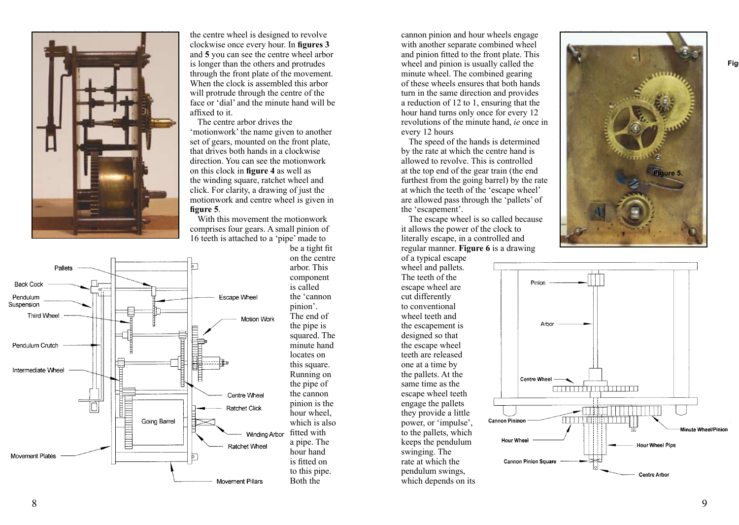the centre wheel is designed to revolve clockwise once every hour. In **figures 3** and **5** you can see the centre wheel arbor is longer than the others and protrudes through the front plate of the movement. When the clock is assembled this arbor will protrude through the centre of the face or 'dial' and the minute hand will be affixed to it.

The centre arbor drives the 'motionwork' the name given to another set of gears, mounted on the front plate, that drives both hands in a clockwise direction. You can see the motionwork on this clock in **figure 4** as well as the winding square, ratchet wheel and click. For clarity, a drawing of just the motionwork and centre wheel is given in **figure 5**.

With this movement the motionwork comprises four gears. A small pinion of 16 teeth is attached to a 'pipe' made to be a tight fit on the centre arbor. This component is called the 'cannon pinion'. The end of the pipe is squared. The minute hand locates on this square. Running on the pipe of the cannon pinion is the hour wheel, which is also fitted with a pipe. The hour hand is fitted on to this pipe. Both the cannon pinion and hour wheels engage with another separate combined wheel and pinion fitted to the front plate. This wheel and pinion is usually called the minute wheel. The combined gearing of these wheels ensures that both hands turn in the same direction and provides a reduction of 12 to 1, ensuring that the hour hand turns only once for every 12 revolutions of the minute hand, *ie* once in every 12 hours

Pallets
Back Cock
Pendulum Suspension
Third Wheel
Pendulum Crutch
Intermediate Wheel
Movement Plates
Escape Wheel
Motion Work
Centre Wheel
Ratchet Click
Going Barrel
Winding Arbor
Ratchet Wheel
Movement Pillars

The speed of the hands is determined by the rate at which the centre hand is allowed to revolve. This is controlled at the top end of the gear train (the end furthest from the going barrel) by the rate at which the teeth of the 'escape wheel' are allowed pass through the 'pallets' of the 'escapement'.

The escape wheel is so called because it allows the power of the clock to literally escape, in a controlled and regular manner. **Figure 6** is a drawing of a typical escape wheel and pallets. The teeth of the escape wheel are cut differently to conventional wheel teeth and the escapement is designed so that the escape wheel teeth are released one at a time by the pallets. At the same time as the escape wheel teeth engage the pallets they provide a little power, or 'impulse', to the pallets, which keeps the pendulum swinging. The rate at which the pendulum swings, which depends on its

Figure 5.

Pinion
Arbor
Centre Wheel
Cannon Pininon
Hour Wheel
Cannon Pinion Square
Minute Wheel/Pinion
Hour Wheel Pipe
Centre Arbor